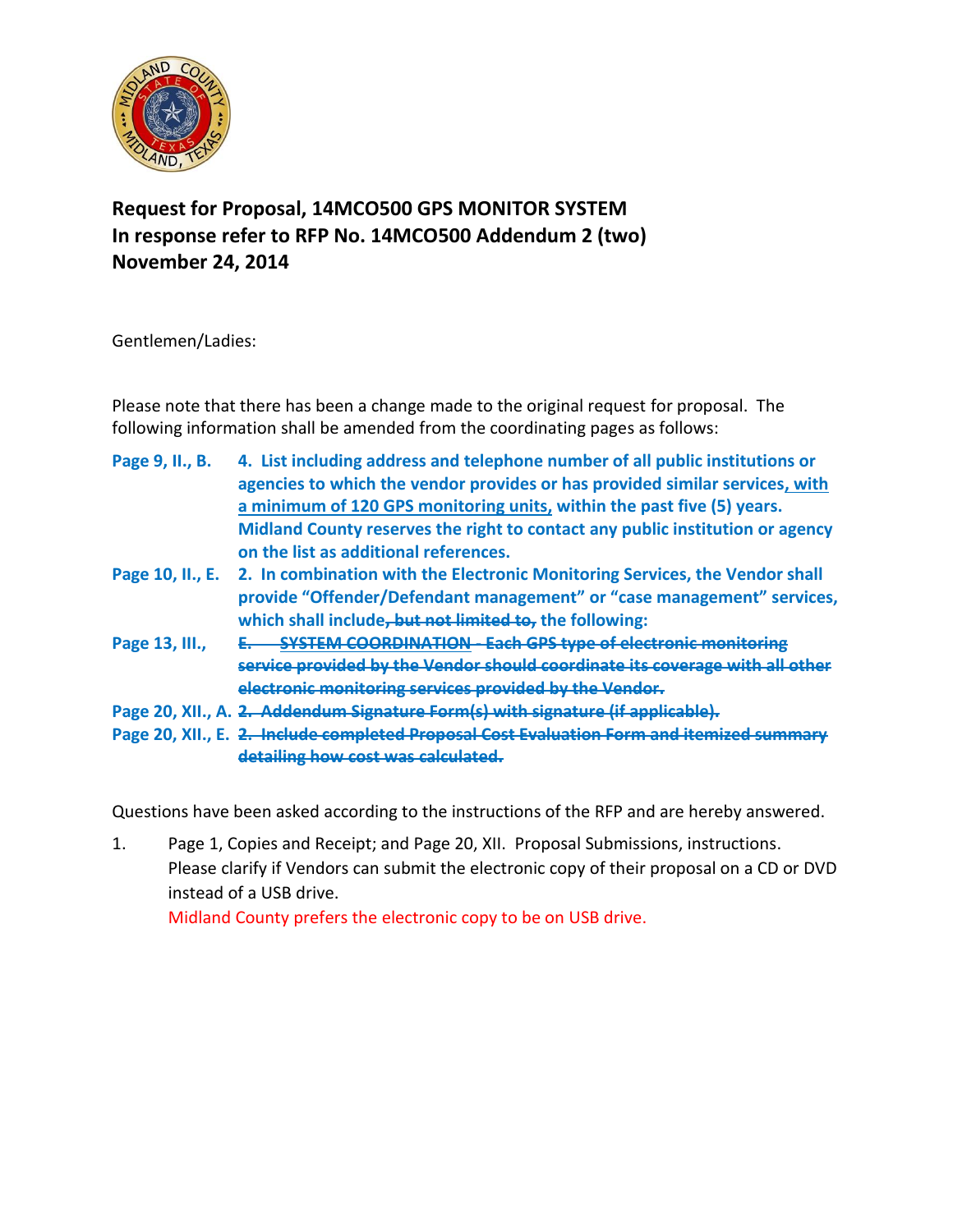**Request for Proposal, 14MCO500 GPS MONITOR SYSTEM**
**In response refer to RFP No. 14MCO500 Addendum 2 (two)**
**November 24, 2014**

Gentlemen/Ladies:

Please note that there has been a change made to the original request for proposal. The following information shall be amended from the coordinating pages as follows:

**Page 9, II., B.** **4. List including address and telephone number of all public institutions or agencies to which the vendor provides or has provided similar services, with a minimum of 120 GPS monitoring units, within the past five (5) years. Midland County reserves the right to contact any public institution or agency on the list as additional references.**

**Page 10, II., E.** **2. In combination with the Electronic Monitoring Services, the Vendor shall provide "Offender/Defendant management" or "case management" services, which shall include~~, but not limited to,~~ the following:**

**Page 13, III.,** ~~**E. SYSTEM COORDINATION - Each GPS type of electronic monitoring service provided by the Vendor should coordinate its coverage with all other electronic monitoring services provided by the Vendor.**~~

**Page 20, XII., A.** ~~**2. Addendum Signature Form(s) with signature (if applicable).**~~

**Page 20, XII., E.** ~~**2. Include completed Proposal Cost Evaluation Form and itemized summary detailing how cost was calculated.**~~

Questions have been asked according to the instructions of the RFP and are hereby answered.

1. Page 1, Copies and Receipt; and Page 20, XII. Proposal Submissions, instructions. Please clarify if Vendors can submit the electronic copy of their proposal on a CD or DVD instead of a USB drive.
   Midland County prefers the electronic copy to be on USB drive.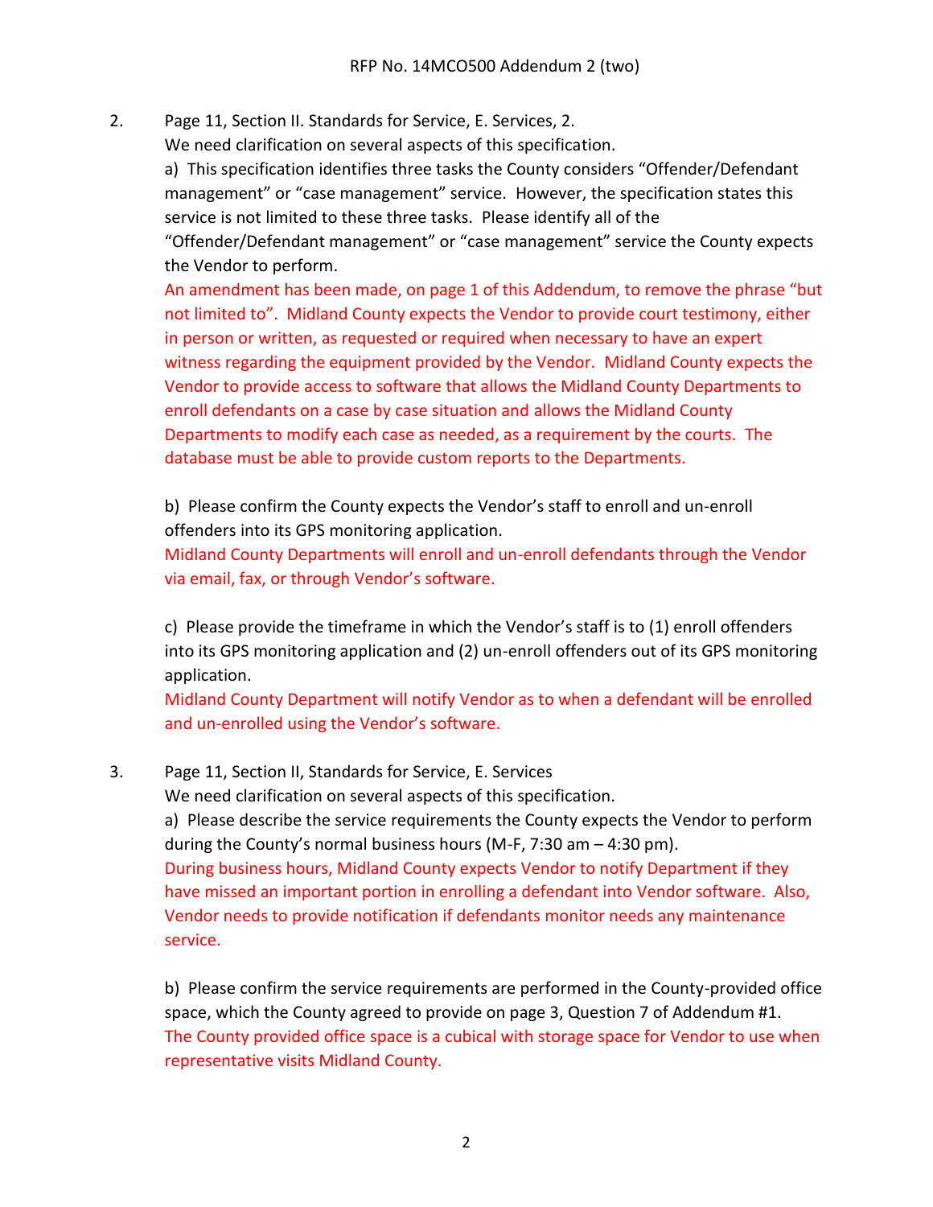2. Page 11, Section II. Standards for Service, E. Services, 2.

   We need clarification on several aspects of this specification.

   a) This specification identifies three tasks the County considers "Offender/Defendant management" or "case management" service. However, the specification states this service is not limited to these three tasks. Please identify all of the "Offender/Defendant management" or "case management" service the County expects the Vendor to perform.

   An amendment has been made, on page 1 of this Addendum, to remove the phrase "but not limited to". Midland County expects the Vendor to provide court testimony, either in person or written, as requested or required when necessary to have an expert witness regarding the equipment provided by the Vendor. Midland County expects the Vendor to provide access to software that allows the Midland County Departments to enroll defendants on a case by case situation and allows the Midland County Departments to modify each case as needed, as a requirement by the courts. The database must be able to provide custom reports to the Departments.

   b) Please confirm the County expects the Vendor's staff to enroll and un-enroll offenders into its GPS monitoring application.

   Midland County Departments will enroll and un-enroll defendants through the Vendor via email, fax, or through Vendor's software.

   c) Please provide the timeframe in which the Vendor's staff is to (1) enroll offenders into its GPS monitoring application and (2) un-enroll offenders out of its GPS monitoring application.

   Midland County Department will notify Vendor as to when a defendant will be enrolled and un-enrolled using the Vendor's software.

3. Page 11, Section II, Standards for Service, E. Services

   We need clarification on several aspects of this specification.

   a) Please describe the service requirements the County expects the Vendor to perform during the County's normal business hours (M-F, 7:30 am – 4:30 pm).

   During business hours, Midland County expects Vendor to notify Department if they have missed an important portion in enrolling a defendant into Vendor software. Also, Vendor needs to provide notification if defendants monitor needs any maintenance service.

   b) Please confirm the service requirements are performed in the County-provided office space, which the County agreed to provide on page 3, Question 7 of Addendum #1.

   The County provided office space is a cubical with storage space for Vendor to use when representative visits Midland County.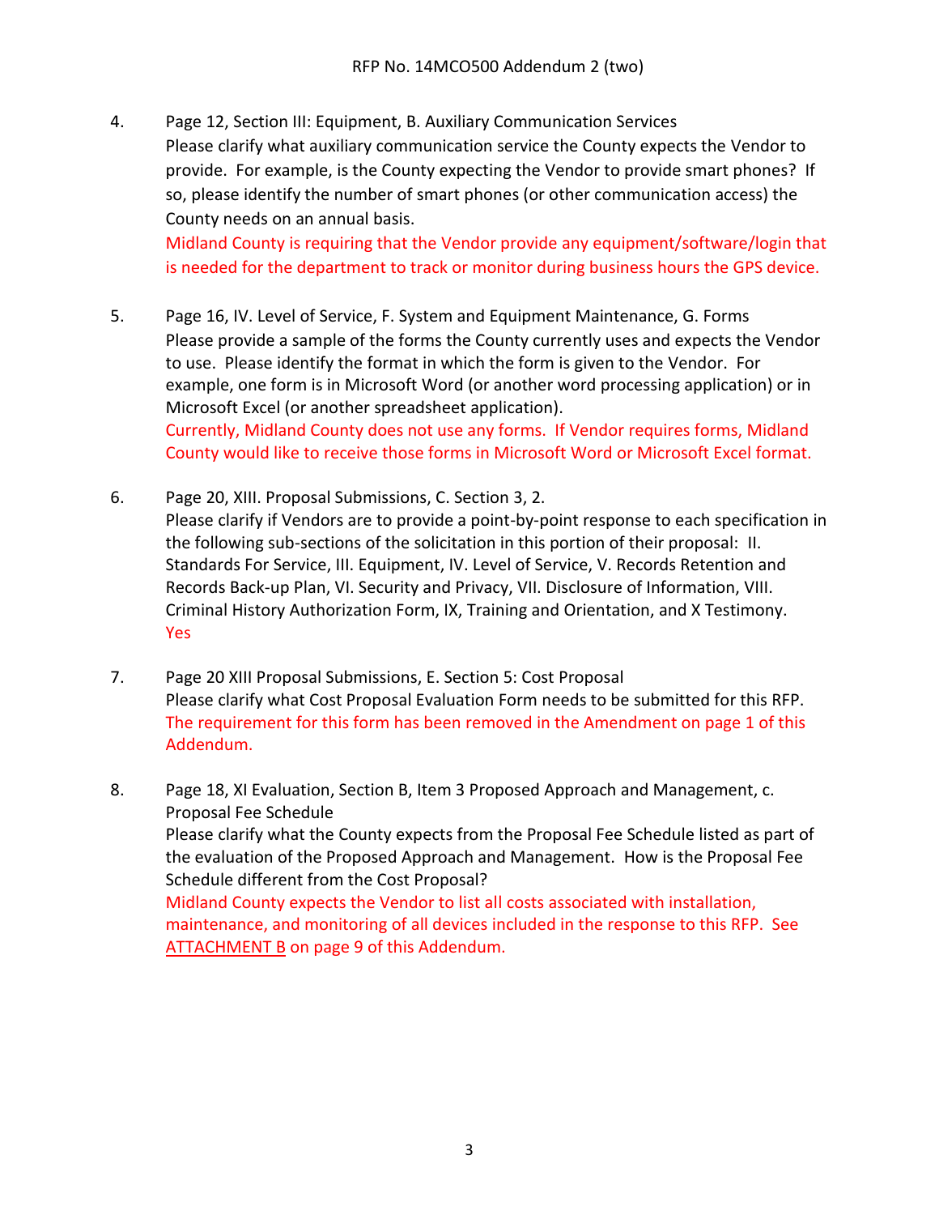4. Page 12, Section III: Equipment, B. Auxiliary Communication Services
   Please clarify what auxiliary communication service the County expects the Vendor to provide. For example, is the County expecting the Vendor to provide smart phones? If so, please identify the number of smart phones (or other communication access) the County needs on an annual basis.
   Midland County is requiring that the Vendor provide any equipment/software/login that is needed for the department to track or monitor during business hours the GPS device.

5. Page 16, IV. Level of Service, F. System and Equipment Maintenance, G. Forms
   Please provide a sample of the forms the County currently uses and expects the Vendor to use. Please identify the format in which the form is given to the Vendor. For example, one form is in Microsoft Word (or another word processing application) or in Microsoft Excel (or another spreadsheet application).
   Currently, Midland County does not use any forms. If Vendor requires forms, Midland County would like to receive those forms in Microsoft Word or Microsoft Excel format.

6. Page 20, XIII. Proposal Submissions, C. Section 3, 2.
   Please clarify if Vendors are to provide a point-by-point response to each specification in the following sub-sections of the solicitation in this portion of their proposal: II. Standards For Service, III. Equipment, IV. Level of Service, V. Records Retention and Records Back-up Plan, VI. Security and Privacy, VII. Disclosure of Information, VIII. Criminal History Authorization Form, IX, Training and Orientation, and X Testimony.
   Yes

7. Page 20 XIII Proposal Submissions, E. Section 5: Cost Proposal
   Please clarify what Cost Proposal Evaluation Form needs to be submitted for this RFP.
   The requirement for this form has been removed in the Amendment on page 1 of this Addendum.

8. Page 18, XI Evaluation, Section B, Item 3 Proposed Approach and Management, c. Proposal Fee Schedule
   Please clarify what the County expects from the Proposal Fee Schedule listed as part of the evaluation of the Proposed Approach and Management. How is the Proposal Fee Schedule different from the Cost Proposal?
   Midland County expects the Vendor to list all costs associated with installation, maintenance, and monitoring of all devices included in the response to this RFP. See ATTACHMENT B on page 9 of this Addendum.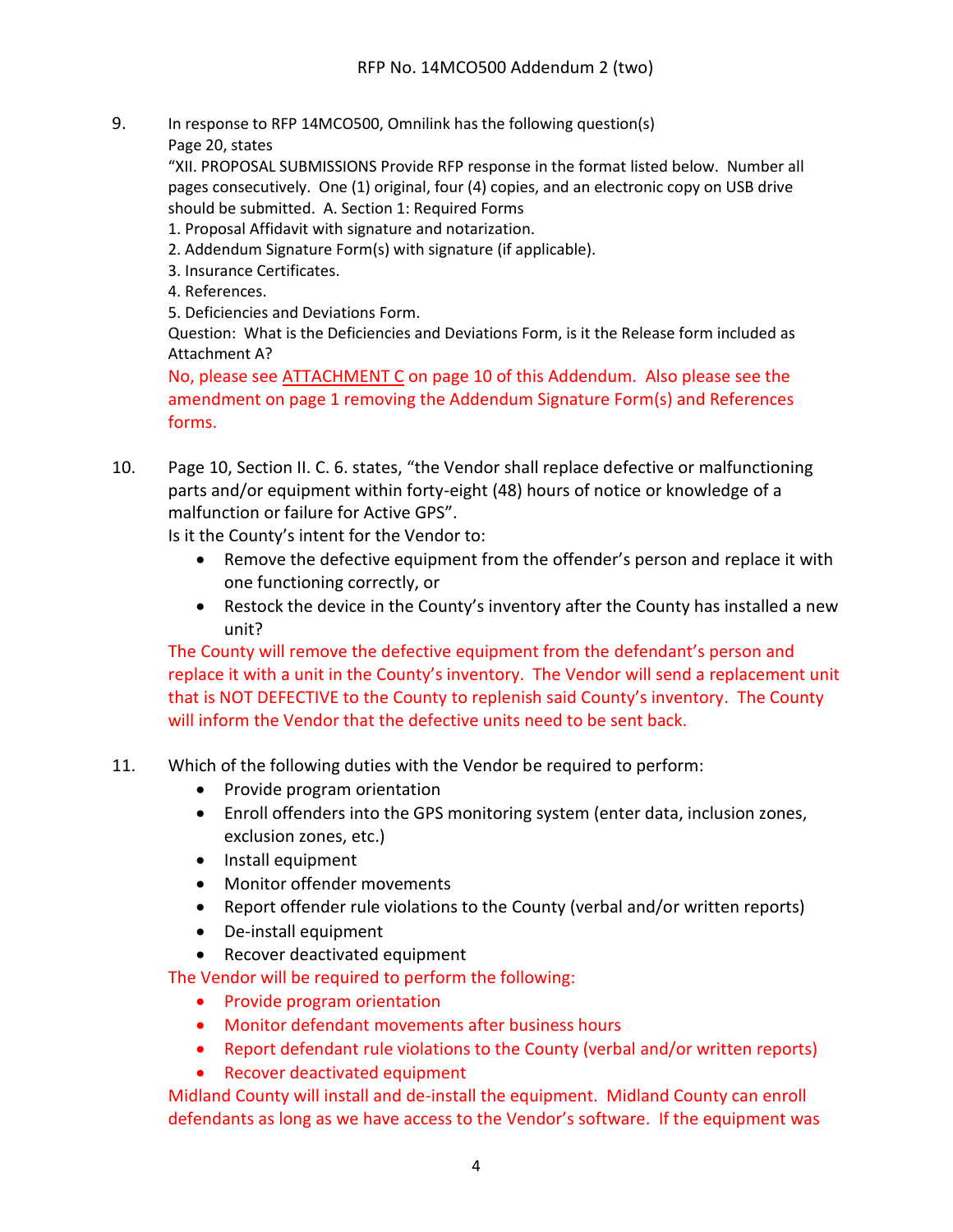9. In response to RFP 14MCO500, Omnilink has the following question(s)
   Page 20, states
   "XII. PROPOSAL SUBMISSIONS Provide RFP response in the format listed below. Number all pages consecutively. One (1) original, four (4) copies, and an electronic copy on USB drive should be submitted. A. Section 1: Required Forms
   1. Proposal Affidavit with signature and notarization.
   2. Addendum Signature Form(s) with signature (if applicable).
   3. Insurance Certificates.
   4. References.
   5. Deficiencies and Deviations Form.

   Question: What is the Deficiencies and Deviations Form, is it the Release form included as Attachment A?

   No, please see ATTACHMENT C on page 10 of this Addendum. Also please see the amendment on page 1 removing the Addendum Signature Form(s) and References forms.

10. Page 10, Section II. C. 6. states, "the Vendor shall replace defective or malfunctioning parts and/or equipment within forty-eight (48) hours of notice or knowledge of a malfunction or failure for Active GPS".
    Is it the County's intent for the Vendor to:
    - Remove the defective equipment from the offender's person and replace it with one functioning correctly, or
    - Restock the device in the County's inventory after the County has installed a new unit?

    The County will remove the defective equipment from the defendant's person and replace it with a unit in the County's inventory. The Vendor will send a replacement unit that is NOT DEFECTIVE to the County to replenish said County's inventory. The County will inform the Vendor that the defective units need to be sent back.

11. Which of the following duties with the Vendor be required to perform:
    - Provide program orientation
    - Enroll offenders into the GPS monitoring system (enter data, inclusion zones, exclusion zones, etc.)
    - Install equipment
    - Monitor offender movements
    - Report offender rule violations to the County (verbal and/or written reports)
    - De-install equipment
    - Recover deactivated equipment

    The Vendor will be required to perform the following:
    - Provide program orientation
    - Monitor defendant movements after business hours
    - Report defendant rule violations to the County (verbal and/or written reports)
    - Recover deactivated equipment

    Midland County will install and de-install the equipment. Midland County can enroll defendants as long as we have access to the Vendor's software. If the equipment was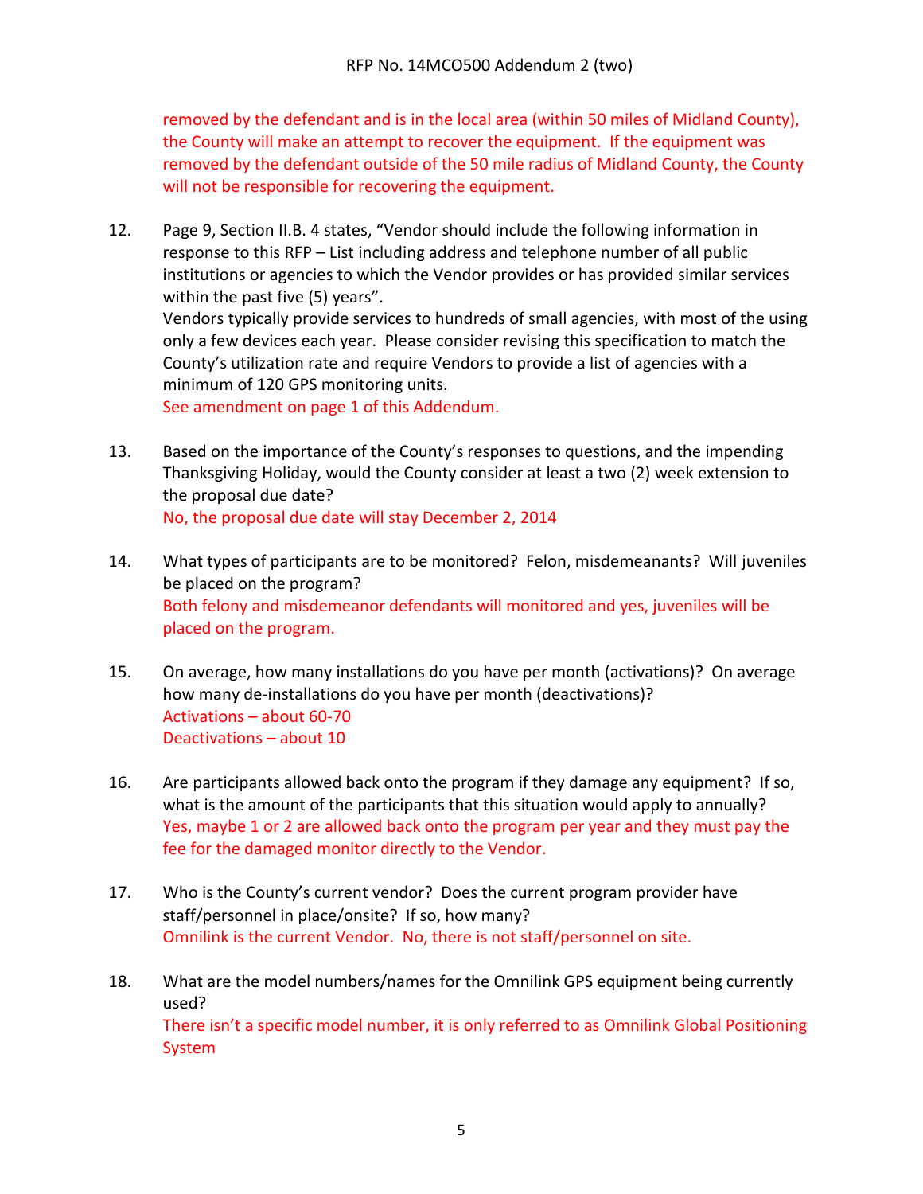removed by the defendant and is in the local area (within 50 miles of Midland County), the County will make an attempt to recover the equipment. If the equipment was removed by the defendant outside of the 50 mile radius of Midland County, the County will not be responsible for recovering the equipment.

12. Page 9, Section II.B. 4 states, "Vendor should include the following information in response to this RFP – List including address and telephone number of all public institutions or agencies to which the Vendor provides or has provided similar services within the past five (5) years".
    Vendors typically provide services to hundreds of small agencies, with most of the using only a few devices each year. Please consider revising this specification to match the County's utilization rate and require Vendors to provide a list of agencies with a minimum of 120 GPS monitoring units.
    See amendment on page 1 of this Addendum.

13. Based on the importance of the County's responses to questions, and the impending Thanksgiving Holiday, would the County consider at least a two (2) week extension to the proposal due date?
    No, the proposal due date will stay December 2, 2014

14. What types of participants are to be monitored? Felon, misdemeanants? Will juveniles be placed on the program?
    Both felony and misdemeanor defendants will monitored and yes, juveniles will be placed on the program.

15. On average, how many installations do you have per month (activations)? On average how many de-installations do you have per month (deactivations)?
    Activations – about 60-70
    Deactivations – about 10

16. Are participants allowed back onto the program if they damage any equipment? If so, what is the amount of the participants that this situation would apply to annually?
    Yes, maybe 1 or 2 are allowed back onto the program per year and they must pay the fee for the damaged monitor directly to the Vendor.

17. Who is the County's current vendor? Does the current program provider have staff/personnel in place/onsite? If so, how many?
    Omnilink is the current Vendor. No, there is not staff/personnel on site.

18. What are the model numbers/names for the Omnilink GPS equipment being currently used?
    There isn't a specific model number, it is only referred to as Omnilink Global Positioning System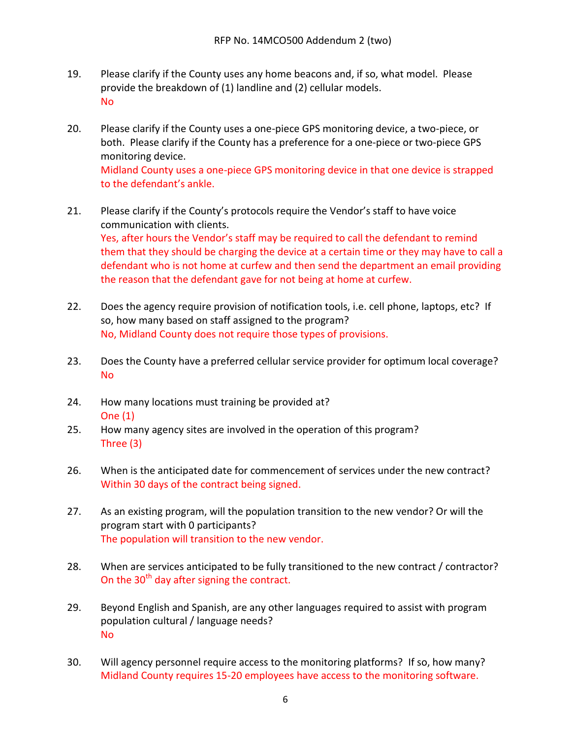19. Please clarify if the County uses any home beacons and, if so, what model. Please provide the breakdown of (1) landline and (2) cellular models.
    No

20. Please clarify if the County uses a one-piece GPS monitoring device, a two-piece, or both. Please clarify if the County has a preference for a one-piece or two-piece GPS monitoring device.
    Midland County uses a one-piece GPS monitoring device in that one device is strapped to the defendant's ankle.

21. Please clarify if the County's protocols require the Vendor's staff to have voice communication with clients.
    Yes, after hours the Vendor's staff may be required to call the defendant to remind them that they should be charging the device at a certain time or they may have to call a defendant who is not home at curfew and then send the department an email providing the reason that the defendant gave for not being at home at curfew.

22. Does the agency require provision of notification tools, i.e. cell phone, laptops, etc? If so, how many based on staff assigned to the program?
    No, Midland County does not require those types of provisions.

23. Does the County have a preferred cellular service provider for optimum local coverage?
    No

24. How many locations must training be provided at?
    One (1)

25. How many agency sites are involved in the operation of this program?
    Three (3)

26. When is the anticipated date for commencement of services under the new contract?
    Within 30 days of the contract being signed.

27. As an existing program, will the population transition to the new vendor? Or will the program start with 0 participants?
    The population will transition to the new vendor.

28. When are services anticipated to be fully transitioned to the new contract / contractor?
    On the 30th day after signing the contract.

29. Beyond English and Spanish, are any other languages required to assist with program population cultural / language needs?
    No

30. Will agency personnel require access to the monitoring platforms? If so, how many?
    Midland County requires 15-20 employees have access to the monitoring software.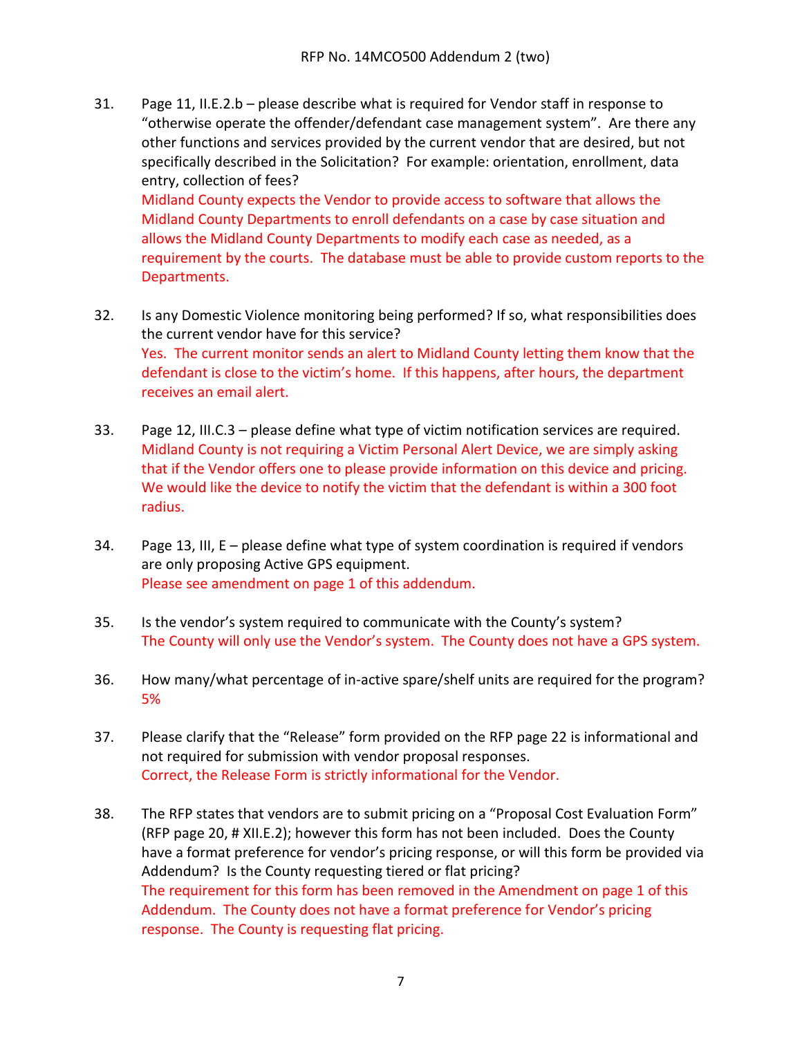31. Page 11, II.E.2.b – please describe what is required for Vendor staff in response to "otherwise operate the offender/defendant case management system". Are there any other functions and services provided by the current vendor that are desired, but not specifically described in the Solicitation? For example: orientation, enrollment, data entry, collection of fees?
Midland County expects the Vendor to provide access to software that allows the Midland County Departments to enroll defendants on a case by case situation and allows the Midland County Departments to modify each case as needed, as a requirement by the courts. The database must be able to provide custom reports to the Departments.

32. Is any Domestic Violence monitoring being performed? If so, what responsibilities does the current vendor have for this service?
Yes. The current monitor sends an alert to Midland County letting them know that the defendant is close to the victim's home. If this happens, after hours, the department receives an email alert.

33. Page 12, III.C.3 – please define what type of victim notification services are required.
Midland County is not requiring a Victim Personal Alert Device, we are simply asking that if the Vendor offers one to please provide information on this device and pricing. We would like the device to notify the victim that the defendant is within a 300 foot radius.

34. Page 13, III, E – please define what type of system coordination is required if vendors are only proposing Active GPS equipment.
Please see amendment on page 1 of this addendum.

35. Is the vendor's system required to communicate with the County's system?
The County will only use the Vendor's system. The County does not have a GPS system.

36. How many/what percentage of in-active spare/shelf units are required for the program?
5%

37. Please clarify that the "Release" form provided on the RFP page 22 is informational and not required for submission with vendor proposal responses.
Correct, the Release Form is strictly informational for the Vendor.

38. The RFP states that vendors are to submit pricing on a "Proposal Cost Evaluation Form" (RFP page 20, # XII.E.2); however this form has not been included. Does the County have a format preference for vendor's pricing response, or will this form be provided via Addendum? Is the County requesting tiered or flat pricing?
The requirement for this form has been removed in the Amendment on page 1 of this Addendum. The County does not have a format preference for Vendor's pricing response. The County is requesting flat pricing.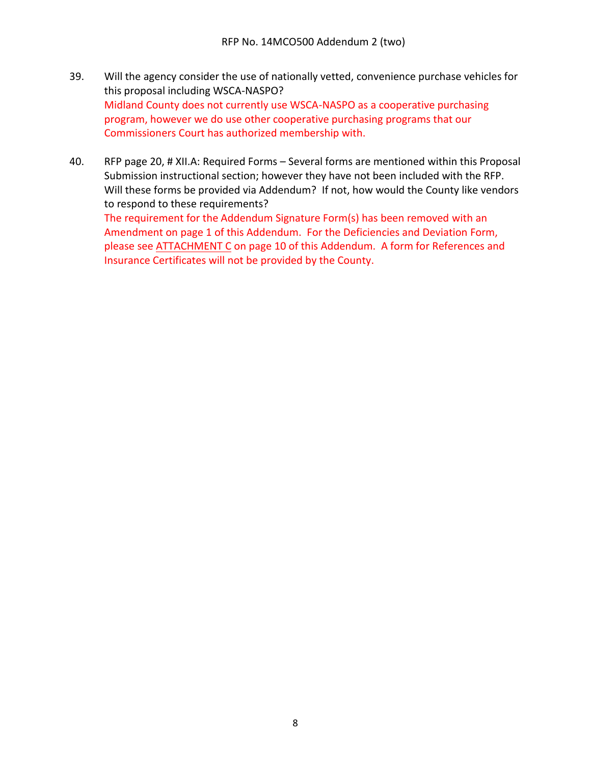39. Will the agency consider the use of nationally vetted, convenience purchase vehicles for this proposal including WSCA-NASPO?
    Midland County does not currently use WSCA-NASPO as a cooperative purchasing program, however we do use other cooperative purchasing programs that our Commissioners Court has authorized membership with.

40. RFP page 20, # XII.A: Required Forms – Several forms are mentioned within this Proposal Submission instructional section; however they have not been included with the RFP. Will these forms be provided via Addendum? If not, how would the County like vendors to respond to these requirements?
    The requirement for the Addendum Signature Form(s) has been removed with an Amendment on page 1 of this Addendum. For the Deficiencies and Deviation Form, please see ATTACHMENT C on page 10 of this Addendum. A form for References and Insurance Certificates will not be provided by the County.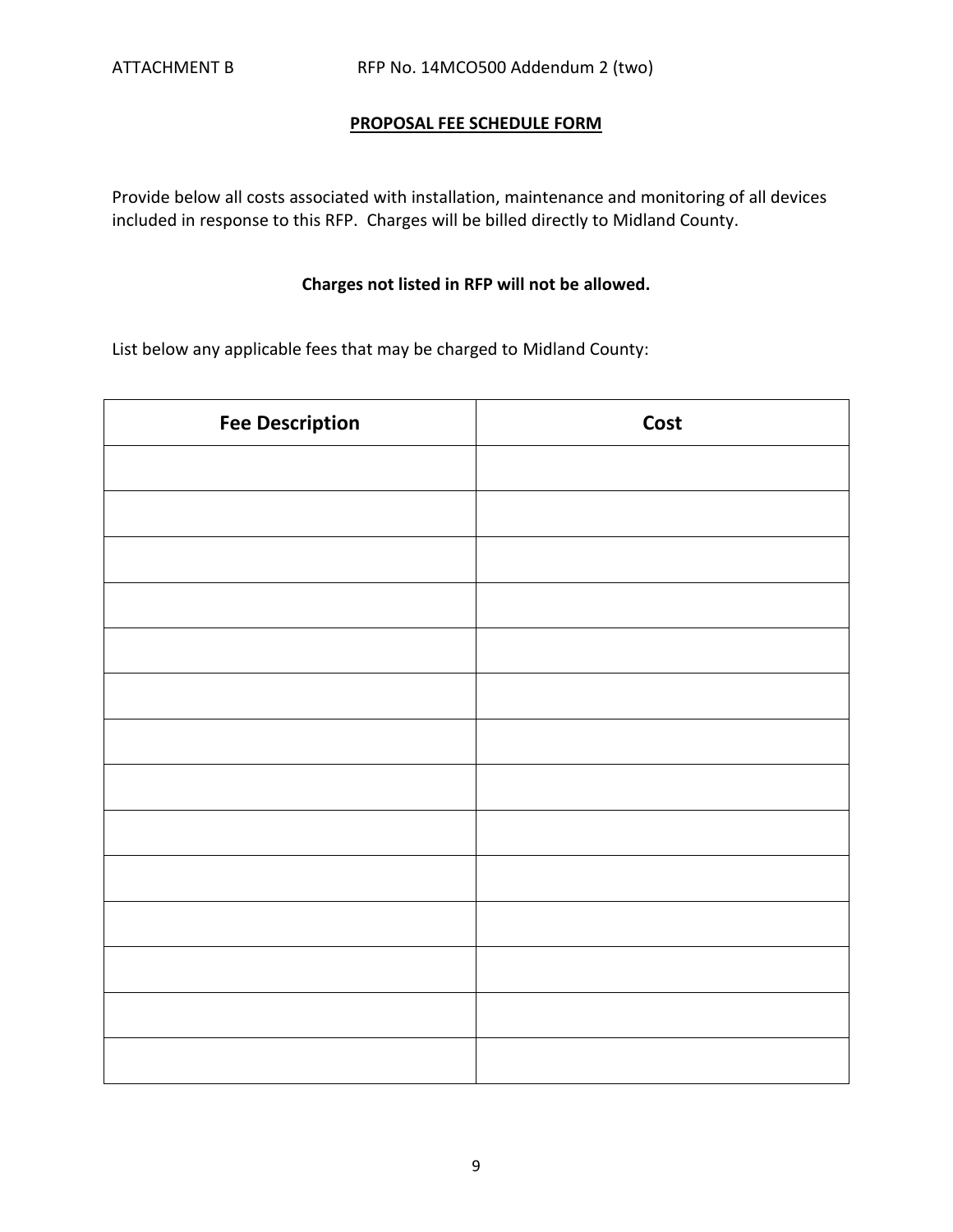ATTACHMENT B RFP No. 14MCO500 Addendum 2 (two)

**PROPOSAL FEE SCHEDULE FORM**

Provide below all costs associated with installation, maintenance and monitoring of all devices included in response to this RFP. Charges will be billed directly to Midland County.

**Charges not listed in RFP will not be allowed.**

List below any applicable fees that may be charged to Midland County:

| Fee Description | Cost |
| --- | --- |
| | |
| | |
| | |
| | |
| | |
| | |
| | |
| | |
| | |
| | |
| | |
| | |
| | |
| | |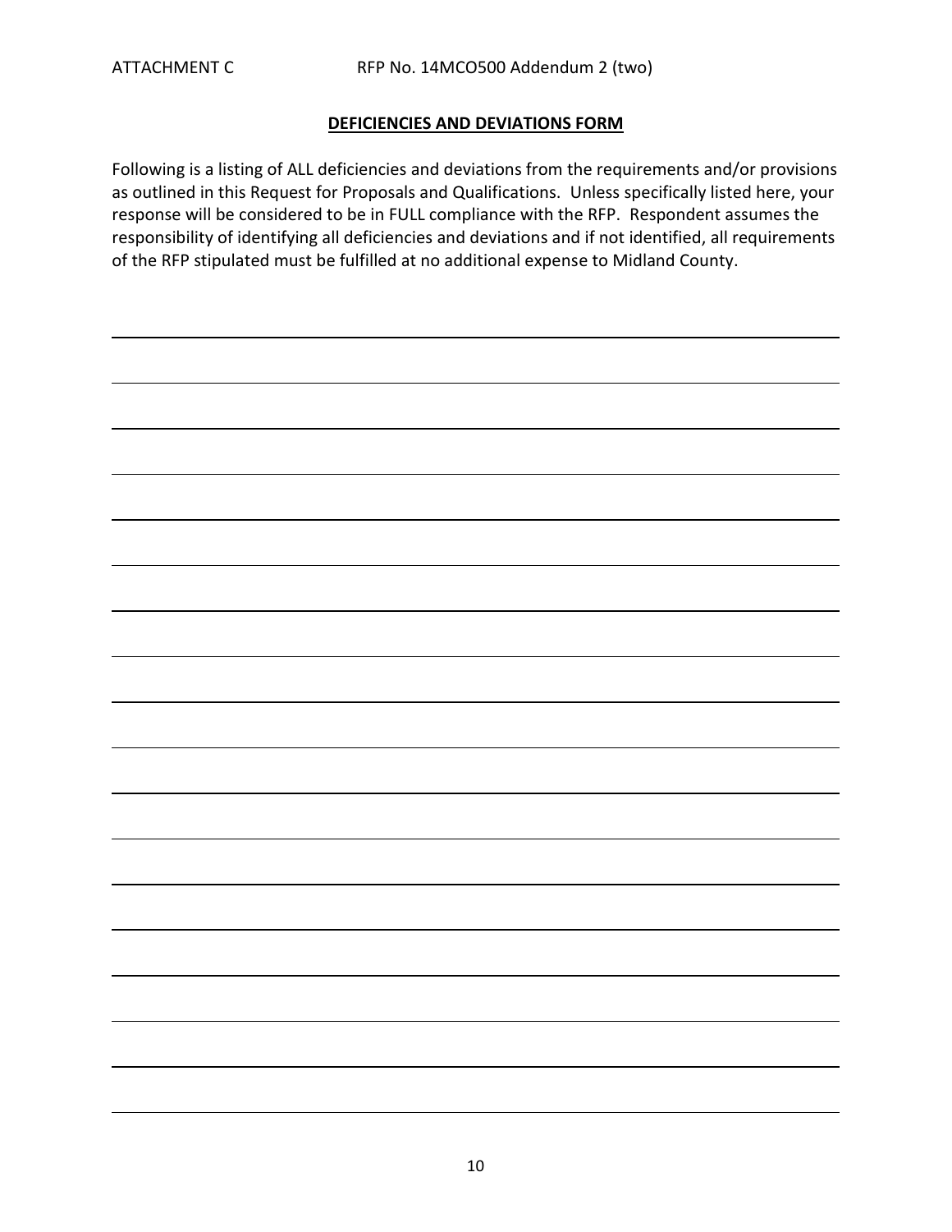ATTACHMENT C RFP No. 14MCO500 Addendum 2 (two)

**DEFICIENCIES AND DEVIATIONS FORM**

Following is a listing of ALL deficiencies and deviations from the requirements and/or provisions as outlined in this Request for Proposals and Qualifications. Unless specifically listed here, your response will be considered to be in FULL compliance with the RFP. Respondent assumes the responsibility of identifying all deficiencies and deviations and if not identified, all requirements of the RFP stipulated must be fulfilled at no additional expense to Midland County.